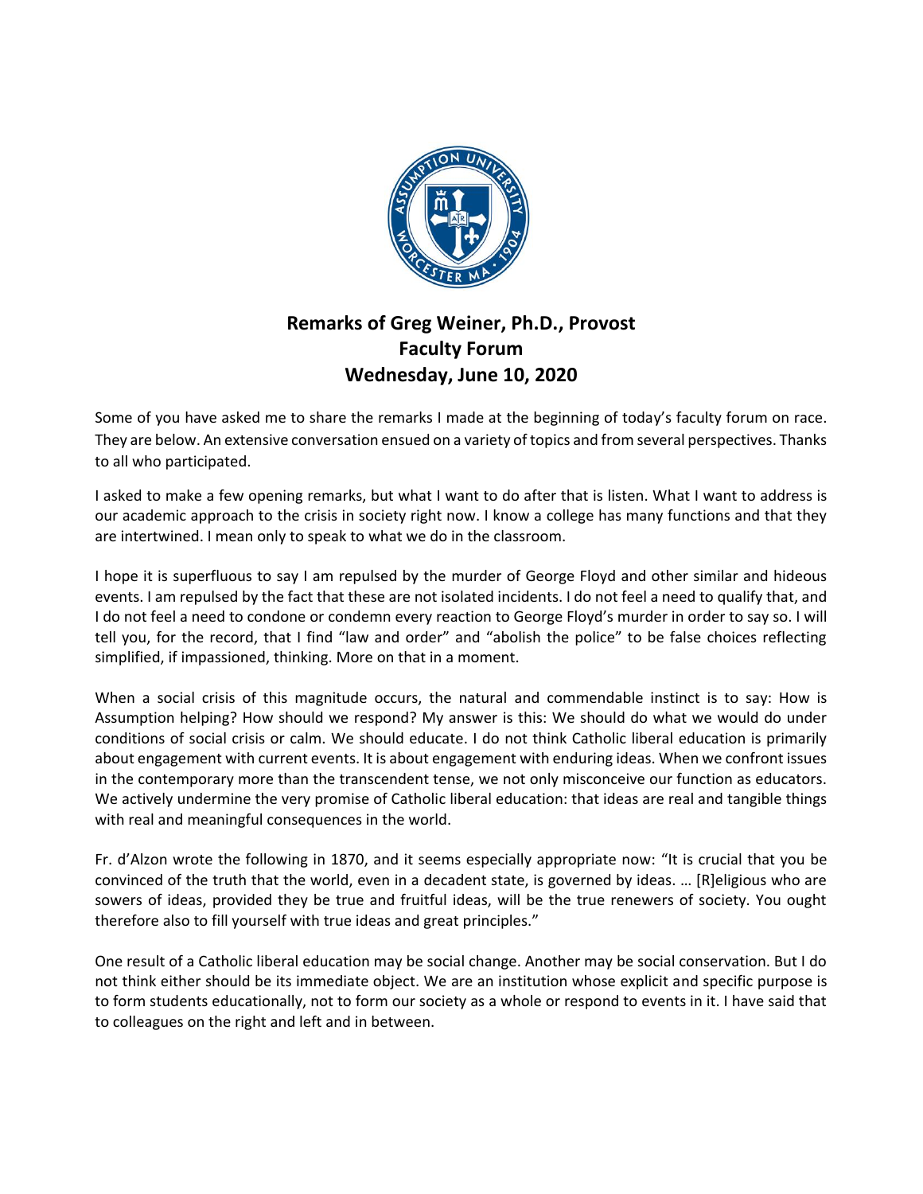# Remarks of Greg Weiner, Ph.D., Provost
## Faculty Forum
## Wednesday, June 10, 2020

Some of you have asked me to share the remarks I made at the beginning of today's faculty forum on race. They are below. An extensive conversation ensued on a variety of topics and from several perspectives. Thanks to all who participated.

I asked to make a few opening remarks, but what I want to do after that is listen. What I want to address is our academic approach to the crisis in society right now. I know a college has many functions and that they are intertwined. I mean only to speak to what we do in the classroom.

I hope it is superfluous to say I am repulsed by the murder of George Floyd and other similar and hideous events. I am repulsed by the fact that these are not isolated incidents. I do not feel a need to qualify that, and I do not feel a need to condone or condemn every reaction to George Floyd's murder in order to say so. I will tell you, for the record, that I find "law and order" and "abolish the police" to be false choices reflecting simplified, if impassioned, thinking. More on that in a moment.

When a social crisis of this magnitude occurs, the natural and commendable instinct is to say: How is Assumption helping? How should we respond? My answer is this: We should do what we would do under conditions of social crisis or calm. We should educate. I do not think Catholic liberal education is primarily about engagement with current events. It is about engagement with enduring ideas. When we confront issues in the contemporary more than the transcendent tense, we not only misconceive our function as educators. We actively undermine the very promise of Catholic liberal education: that ideas are real and tangible things with real and meaningful consequences in the world.

Fr. d'Alzon wrote the following in 1870, and it seems especially appropriate now: "It is crucial that you be convinced of the truth that the world, even in a decadent state, is governed by ideas. … [R]eligious who are sowers of ideas, provided they be true and fruitful ideas, will be the true renewers of society. You ought therefore also to fill yourself with true ideas and great principles."

One result of a Catholic liberal education may be social change. Another may be social conservation. But I do not think either should be its immediate object. We are an institution whose explicit and specific purpose is to form students educationally, not to form our society as a whole or respond to events in it. I have said that to colleagues on the right and left and in between.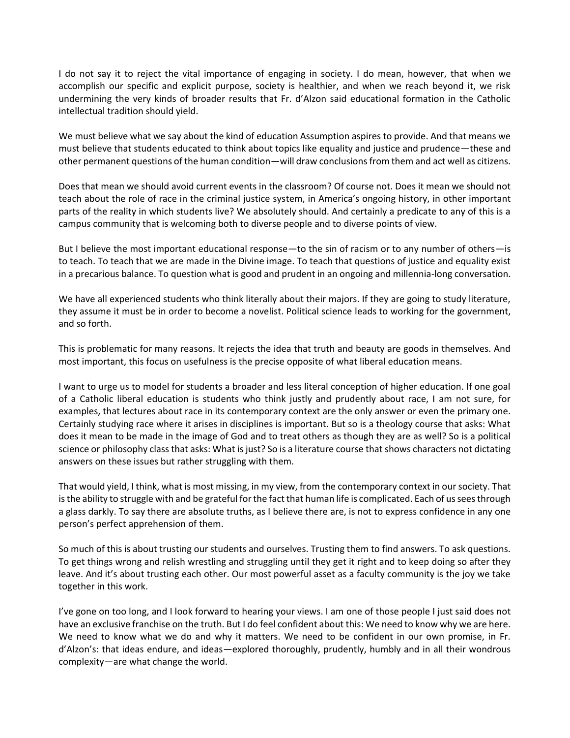I do not say it to reject the vital importance of engaging in society. I do mean, however, that when we accomplish our specific and explicit purpose, society is healthier, and when we reach beyond it, we risk undermining the very kinds of broader results that Fr. d'Alzon said educational formation in the Catholic intellectual tradition should yield.

We must believe what we say about the kind of education Assumption aspires to provide. And that means we must believe that students educated to think about topics like equality and justice and prudence—these and other permanent questions of the human condition—will draw conclusions from them and act well as citizens.

Does that mean we should avoid current events in the classroom? Of course not. Does it mean we should not teach about the role of race in the criminal justice system, in America's ongoing history, in other important parts of the reality in which students live? We absolutely should. And certainly a predicate to any of this is a campus community that is welcoming both to diverse people and to diverse points of view.

But I believe the most important educational response—to the sin of racism or to any number of others—is to teach. To teach that we are made in the Divine image. To teach that questions of justice and equality exist in a precarious balance. To question what is good and prudent in an ongoing and millennia-long conversation.

We have all experienced students who think literally about their majors. If they are going to study literature, they assume it must be in order to become a novelist. Political science leads to working for the government, and so forth.

This is problematic for many reasons. It rejects the idea that truth and beauty are goods in themselves. And most important, this focus on usefulness is the precise opposite of what liberal education means.

I want to urge us to model for students a broader and less literal conception of higher education. If one goal of a Catholic liberal education is students who think justly and prudently about race, I am not sure, for examples, that lectures about race in its contemporary context are the only answer or even the primary one. Certainly studying race where it arises in disciplines is important. But so is a theology course that asks: What does it mean to be made in the image of God and to treat others as though they are as well? So is a political science or philosophy class that asks: What is just? So is a literature course that shows characters not dictating answers on these issues but rather struggling with them.

That would yield, I think, what is most missing, in my view, from the contemporary context in our society. That is the ability to struggle with and be grateful for the fact that human life is complicated. Each of us sees through a glass darkly. To say there are absolute truths, as I believe there are, is not to express confidence in any one person's perfect apprehension of them.

So much of this is about trusting our students and ourselves. Trusting them to find answers. To ask questions. To get things wrong and relish wrestling and struggling until they get it right and to keep doing so after they leave. And it's about trusting each other. Our most powerful asset as a faculty community is the joy we take together in this work.

I've gone on too long, and I look forward to hearing your views. I am one of those people I just said does not have an exclusive franchise on the truth. But I do feel confident about this: We need to know why we are here. We need to know what we do and why it matters. We need to be confident in our own promise, in Fr. d'Alzon's: that ideas endure, and ideas—explored thoroughly, prudently, humbly and in all their wondrous complexity—are what change the world.